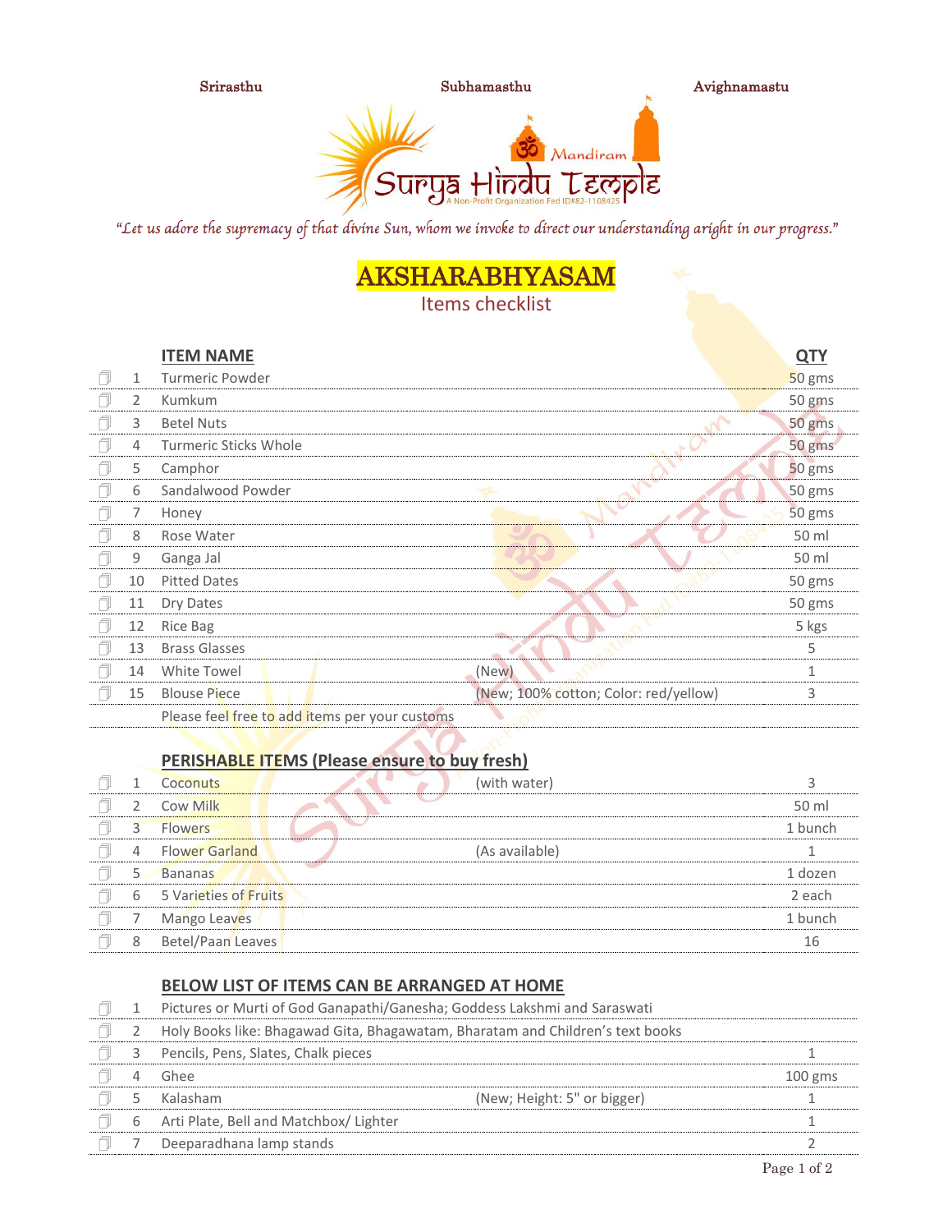Srirasthu Subhamasthu Avighnamastu

Surya Hindu Temple – Mandiram
A Non-Profit Organization Fed ID#82-1108425

*"Let us adore the supremacy of that divine Sun, whom we invoke to direct our understanding aright in our progress."*

# AKSHARABHYASAM

## Items checklist

| | # | ITEM NAME | | QTY |
|---|---|---|---|---|
| ☐ | 1 | Turmeric Powder | | 50 gms |
| ☐ | 2 | Kumkum | | 50 gms |
| ☐ | 3 | Betel Nuts | | 50 gms |
| ☐ | 4 | Turmeric Sticks Whole | | 50 gms |
| ☐ | 5 | Camphor | | 50 gms |
| ☐ | 6 | Sandalwood Powder | | 50 gms |
| ☐ | 7 | Honey | | 50 gms |
| ☐ | 8 | Rose Water | | 50 ml |
| ☐ | 9 | Ganga Jal | | 50 ml |
| ☐ | 10 | Pitted Dates | | 50 gms |
| ☐ | 11 | Dry Dates | | 50 gms |
| ☐ | 12 | Rice Bag | | 5 kgs |
| ☐ | 13 | Brass Glasses | | 5 |
| ☐ | 14 | White Towel | (New) | 1 |
| ☐ | 15 | Blouse Piece | (New; 100% cotton; Color: red/yellow) | 3 |
| | | Please feel free to add items per your customs | | |

### PERISHABLE ITEMS (Please ensure to buy fresh)

| | # | ITEM NAME | | QTY |
|---|---|---|---|---|
| ☐ | 1 | Coconuts | (with water) | 3 |
| ☐ | 2 | Cow Milk | | 50 ml |
| ☐ | 3 | Flowers | | 1 bunch |
| ☐ | 4 | Flower Garland | (As available) | 1 |
| ☐ | 5 | Bananas | | 1 dozen |
| ☐ | 6 | 5 Varieties of Fruits | | 2 each |
| ☐ | 7 | Mango Leaves | | 1 bunch |
| ☐ | 8 | Betel/Paan Leaves | | 16 |

### BELOW LIST OF ITEMS CAN BE ARRANGED AT HOME

| | # | ITEM NAME | | QTY |
|---|---|---|---|---|
| ☐ | 1 | Pictures or Murti of God Ganapathi/Ganesha; Goddess Lakshmi and Saraswati | | |
| ☐ | 2 | Holy Books like: Bhagawad Gita, Bhagawatam, Bharatam and Children's text books | | |
| ☐ | 3 | Pencils, Pens, Slates, Chalk pieces | | 1 |
| ☐ | 4 | Ghee | | 100 gms |
| ☐ | 5 | Kalasham | (New; Height: 5" or bigger) | 1 |
| ☐ | 6 | Arti Plate, Bell and Matchbox/ Lighter | | 1 |
| ☐ | 7 | Deeparadhana lamp stands | | 2 |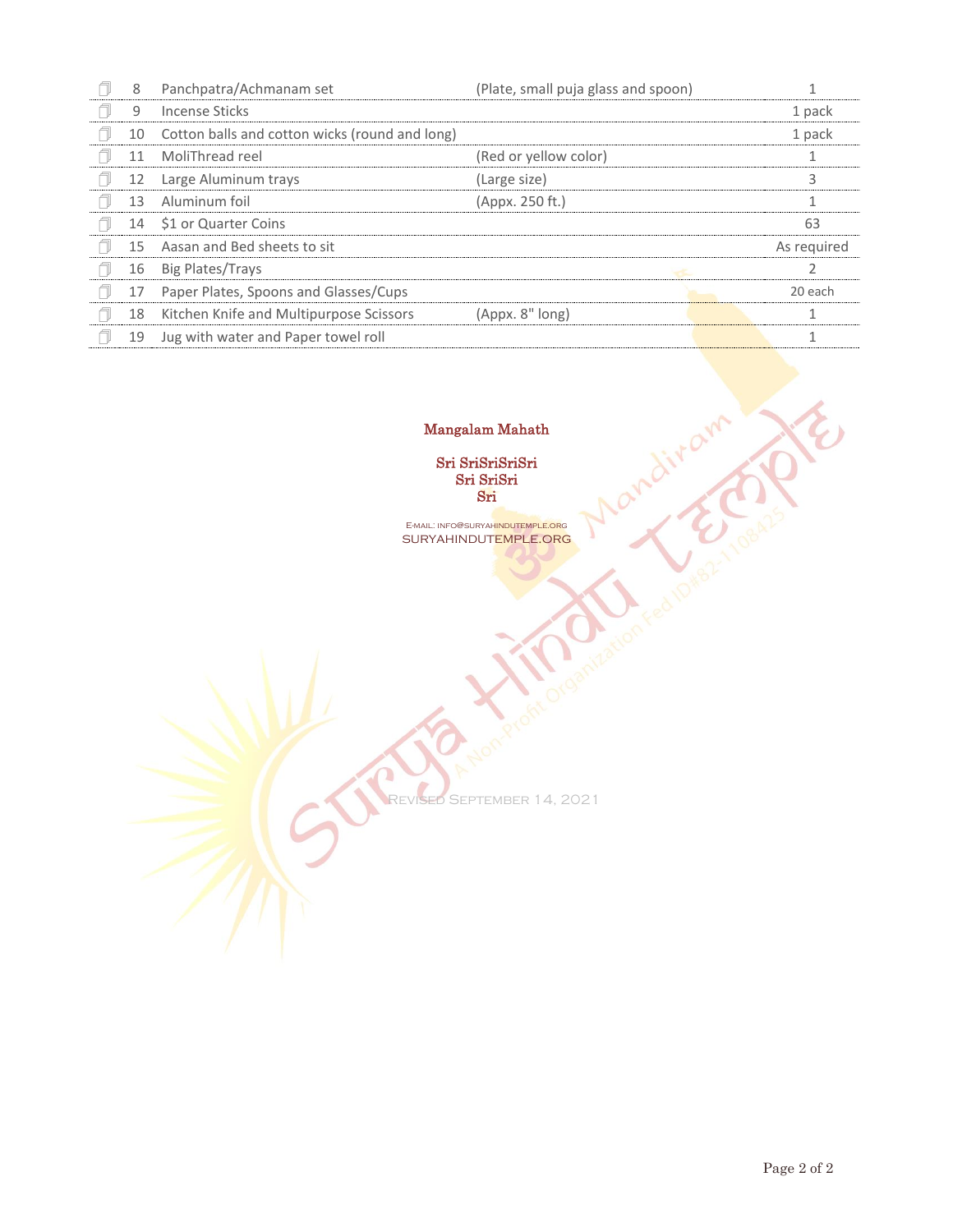| | | | | |
|---|---|---|---|---|
| ☐ | 8 | Panchpatra/Achmanam set | (Plate, small puja glass and spoon) | 1 |
| ☐ | 9 | Incense Sticks | | 1 pack |
| ☐ | 10 | Cotton balls and cotton wicks (round and long) | | 1 pack |
| ☐ | 11 | MoliThread reel | (Red or yellow color) | 1 |
| ☐ | 12 | Large Aluminum trays | (Large size) | 3 |
| ☐ | 13 | Aluminum foil | (Appx. 250 ft.) | 1 |
| ☐ | 14 | $1 or Quarter Coins | | 63 |
| ☐ | 15 | Aasan and Bed sheets to sit | | As required |
| ☐ | 16 | Big Plates/Trays | | 2 |
| ☐ | 17 | Paper Plates, Spoons and Glasses/Cups | | 20 each |
| ☐ | 18 | Kitchen Knife and Multipurpose Scissors | (Appx. 8" long) | 1 |
| ☐ | 19 | Jug with water and Paper towel roll | | 1 |

Mangalam Mahath

Sri SriSriSriSri
Sri SriSri
Sri

E-MAIL: INFO@SURYAHINDUTEMPLE.ORG
SURYAHINDUTEMPLE.ORG

REVISED SEPTEMBER 14, 2021